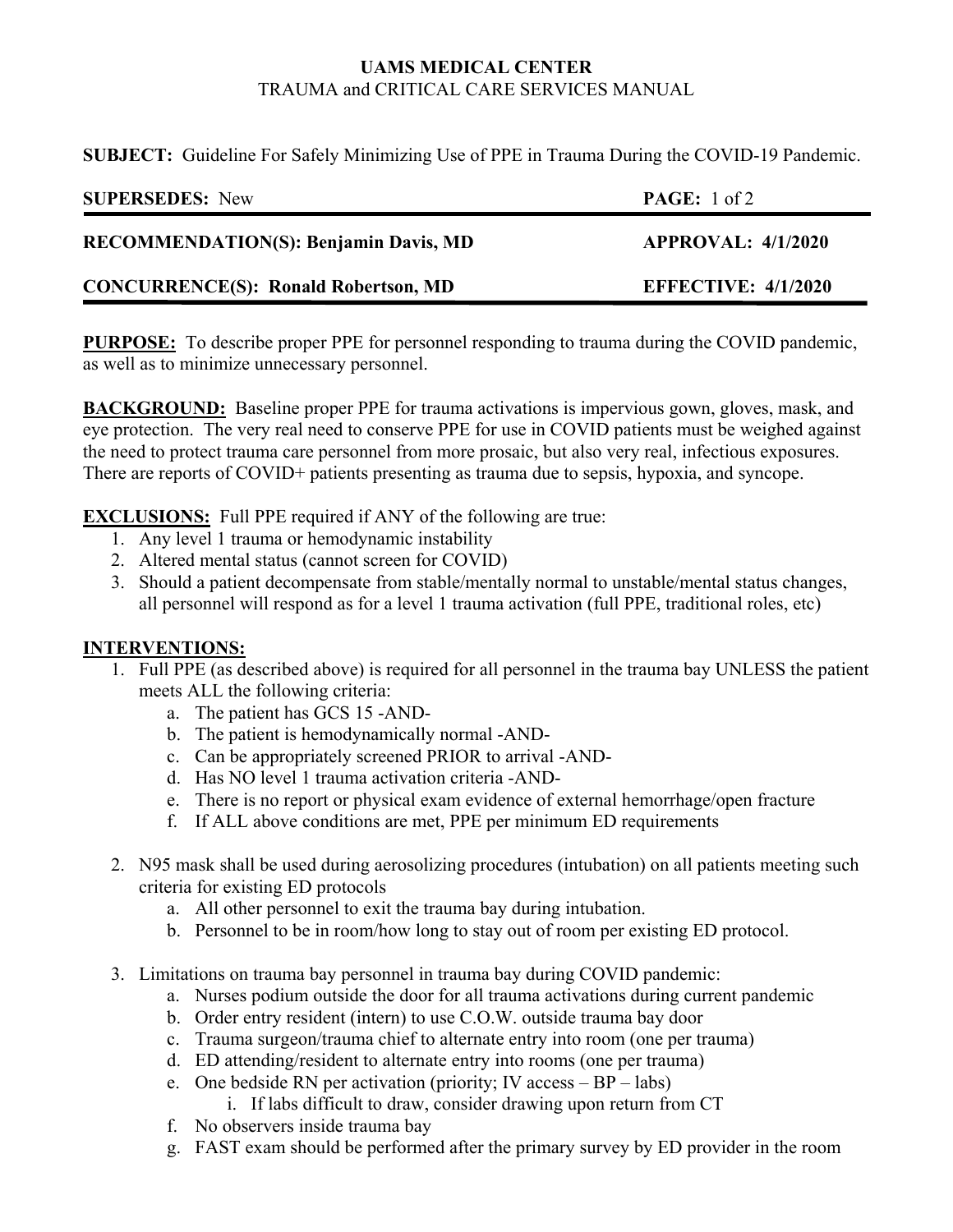**UAMS MEDICAL CENTER**
TRAUMA and CRITICAL CARE SERVICES MANUAL

**SUBJECT:** Guideline For Safely Minimizing Use of PPE in Trauma During the COVID-19 Pandemic.

| | |
|---|---|
| **SUPERSEDES:** New | **PAGE:** 1 of 2 |
| **RECOMMENDATION(S): Benjamin Davis, MD** | **APPROVAL: 4/1/2020** |
| **CONCURRENCE(S): Ronald Robertson, MD** | **EFFECTIVE: 4/1/2020** |

**PURPOSE:** To describe proper PPE for personnel responding to trauma during the COVID pandemic, as well as to minimize unnecessary personnel.

**BACKGROUND:** Baseline proper PPE for trauma activations is impervious gown, gloves, mask, and eye protection. The very real need to conserve PPE for use in COVID patients must be weighed against the need to protect trauma care personnel from more prosaic, but also very real, infectious exposures. There are reports of COVID+ patients presenting as trauma due to sepsis, hypoxia, and syncope.

**EXCLUSIONS:** Full PPE required if ANY of the following are true:

1. Any level 1 trauma or hemodynamic instability
2. Altered mental status (cannot screen for COVID)
3. Should a patient decompensate from stable/mentally normal to unstable/mental status changes, all personnel will respond as for a level 1 trauma activation (full PPE, traditional roles, etc)

**INTERVENTIONS:**

1. Full PPE (as described above) is required for all personnel in the trauma bay UNLESS the patient meets ALL the following criteria:
   a. The patient has GCS 15 -AND-
   b. The patient is hemodynamically normal -AND-
   c. Can be appropriately screened PRIOR to arrival -AND-
   d. Has NO level 1 trauma activation criteria -AND-
   e. There is no report or physical exam evidence of external hemorrhage/open fracture
   f. If ALL above conditions are met, PPE per minimum ED requirements

2. N95 mask shall be used during aerosolizing procedures (intubation) on all patients meeting such criteria for existing ED protocols
   a. All other personnel to exit the trauma bay during intubation.
   b. Personnel to be in room/how long to stay out of room per existing ED protocol.

3. Limitations on trauma bay personnel in trauma bay during COVID pandemic:
   a. Nurses podium outside the door for all trauma activations during current pandemic
   b. Order entry resident (intern) to use C.O.W. outside trauma bay door
   c. Trauma surgeon/trauma chief to alternate entry into room (one per trauma)
   d. ED attending/resident to alternate entry into rooms (one per trauma)
   e. One bedside RN per activation (priority; IV access – BP – labs)
      i. If labs difficult to draw, consider drawing upon return from CT
   f. No observers inside trauma bay
   g. FAST exam should be performed after the primary survey by ED provider in the room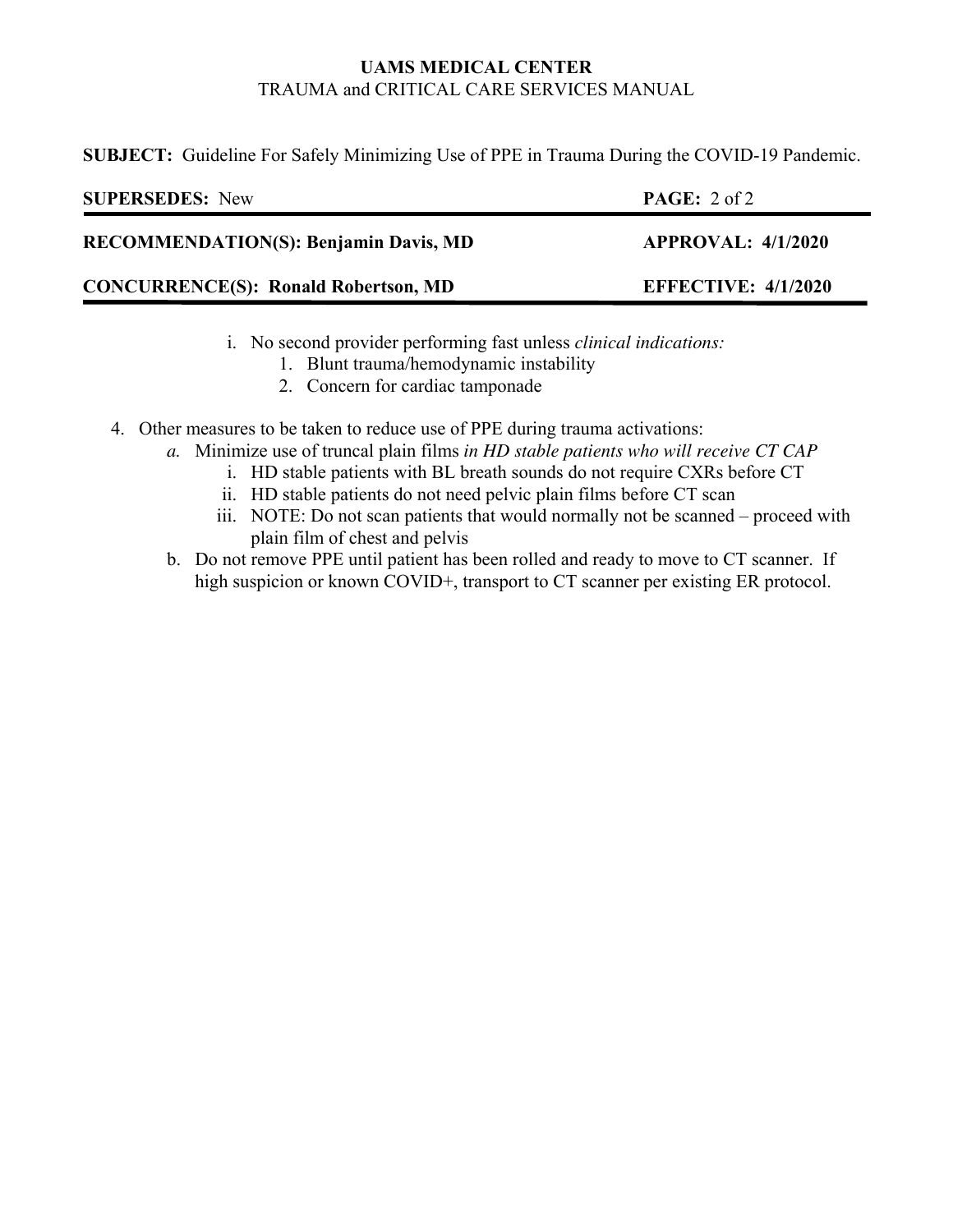- i. No second provider performing fast unless *clinical indications:*
     1. Blunt trauma/hemodynamic instability
     2. Concern for cardiac tamponade

4. Other measures to be taken to reduce use of PPE during trauma activations:
   - *a.* Minimize use of truncal plain films *in HD stable patients who will receive CT CAP*
     - i. HD stable patients with BL breath sounds do not require CXRs before CT
     - ii. HD stable patients do not need pelvic plain films before CT scan
     - iii. NOTE: Do not scan patients that would normally not be scanned – proceed with plain film of chest and pelvis
   - b. Do not remove PPE until patient has been rolled and ready to move to CT scanner. If high suspicion or known COVID+, transport to CT scanner per existing ER protocol.